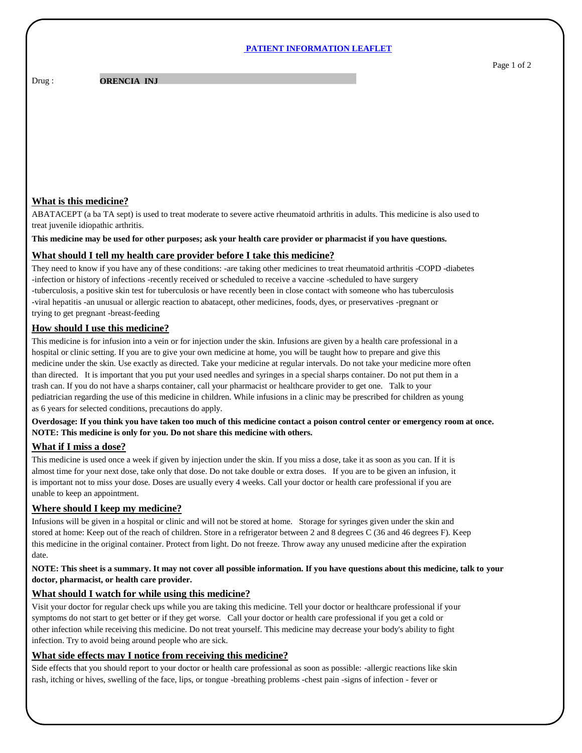**PATIENT INFORMATION LEAFLET**

Drug : **ORENCIA INJ**

## What is this medicine?

ABATACEPT (a ba TA sept) is used to treat moderate to severe active rheumatoid arthritis in adults. This medicine is also used to treat juvenile idiopathic arthritis.

**This medicine may be used for other purposes; ask your health care provider or pharmacist if you have questions.**

## What should I tell my health care provider before I take this medicine?

They need to know if you have any of these conditions: -are taking other medicines to treat rheumatoid arthritis -COPD -diabetes -infection or history of infections -recently received or scheduled to receive a vaccine -scheduled to have surgery -tuberculosis, a positive skin test for tuberculosis or have recently been in close contact with someone who has tuberculosis -viral hepatitis -an unusual or allergic reaction to abatacept, other medicines, foods, dyes, or preservatives -pregnant or trying to get pregnant -breast-feeding

## How should I use this medicine?

This medicine is for infusion into a vein or for injection under the skin. Infusions are given by a health care professional in a hospital or clinic setting. If you are to give your own medicine at home, you will be taught how to prepare and give this medicine under the skin. Use exactly as directed. Take your medicine at regular intervals. Do not take your medicine more often than directed. It is important that you put your used needles and syringes in a special sharps container. Do not put them in a trash can. If you do not have a sharps container, call your pharmacist or healthcare provider to get one. Talk to your pediatrician regarding the use of this medicine in children. While infusions in a clinic may be prescribed for children as young as 6 years for selected conditions, precautions do apply.

**Overdosage: If you think you have taken too much of this medicine contact a poison control center or emergency room at once.**
**NOTE: This medicine is only for you. Do not share this medicine with others.**

## What if I miss a dose?

This medicine is used once a week if given by injection under the skin. If you miss a dose, take it as soon as you can. If it is almost time for your next dose, take only that dose. Do not take double or extra doses. If you are to be given an infusion, it is important not to miss your dose. Doses are usually every 4 weeks. Call your doctor or health care professional if you are unable to keep an appointment.

## Where should I keep my medicine?

Infusions will be given in a hospital or clinic and will not be stored at home. Storage for syringes given under the skin and stored at home: Keep out of the reach of children. Store in a refrigerator between 2 and 8 degrees C (36 and 46 degrees F). Keep this medicine in the original container. Protect from light. Do not freeze. Throw away any unused medicine after the expiration date.

**NOTE: This sheet is a summary. It may not cover all possible information. If you have questions about this medicine, talk to your doctor, pharmacist, or health care provider.**

## What should I watch for while using this medicine?

Visit your doctor for regular check ups while you are taking this medicine. Tell your doctor or healthcare professional if your symptoms do not start to get better or if they get worse. Call your doctor or health care professional if you get a cold or other infection while receiving this medicine. Do not treat yourself. This medicine may decrease your body's ability to fight infection. Try to avoid being around people who are sick.

## What side effects may I notice from receiving this medicine?

Side effects that you should report to your doctor or health care professional as soon as possible: -allergic reactions like skin rash, itching or hives, swelling of the face, lips, or tongue -breathing problems -chest pain -signs of infection - fever or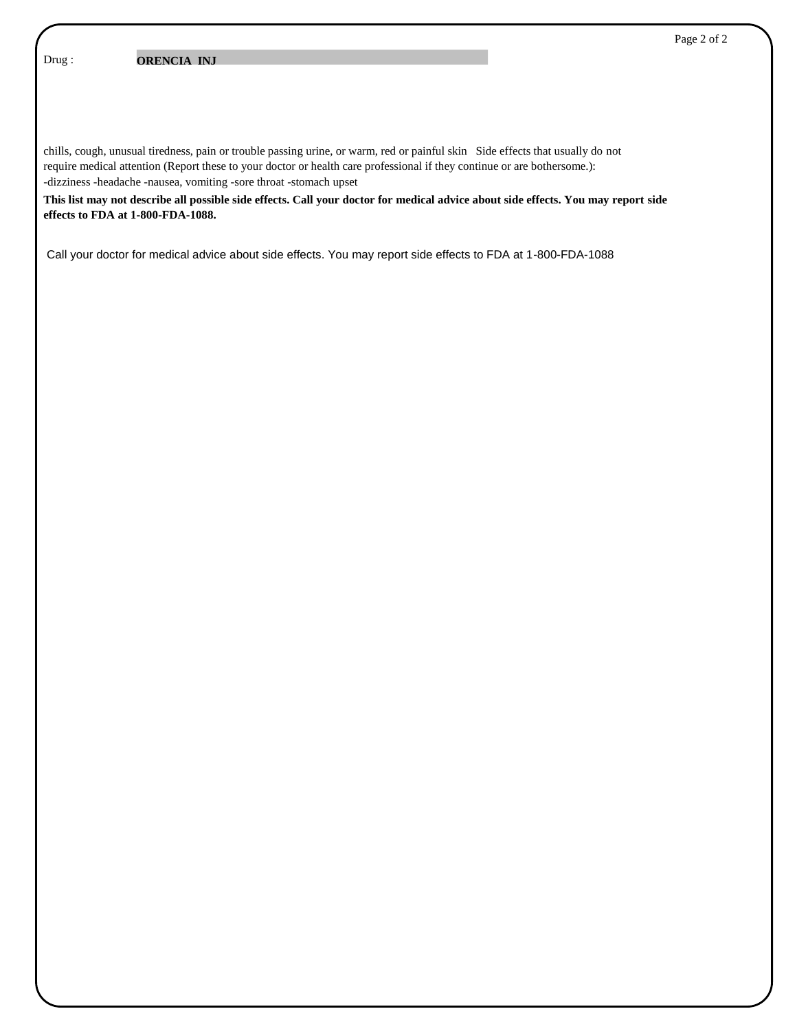Drug : **ORENCIA INJ**

chills, cough, unusual tiredness, pain or trouble passing urine, or warm, red or painful skin Side effects that usually do not require medical attention (Report these to your doctor or health care professional if they continue or are bothersome.):
-dizziness -headache -nausea, vomiting -sore throat -stomach upset

**This list may not describe all possible side effects. Call your doctor for medical advice about side effects. You may report side effects to FDA at 1-800-FDA-1088.**

Call your doctor for medical advice about side effects. You may report side effects to FDA at 1-800-FDA-1088